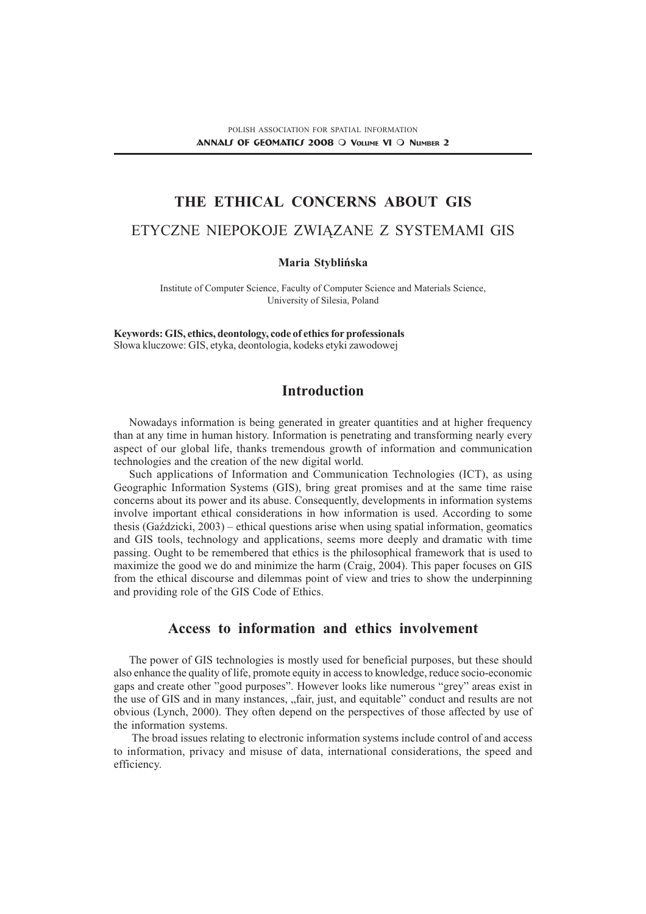# THE ETHICAL CONCERNS ABOUT GIS

# ETYCZNE NIEPOKOJE ZWIĄZANE Z SYSTEMAMI GIS

**Maria Stylbińska**

Institute of Computer Science, Faculty of Computer Science and Materials Science,
University of Silesia, Poland

**Keywords: GIS, ethics, deontology, code of ethics for professionals**
Słowa kluczowe: GIS, etyka, deontologia, kodeks etyki zawodowej

## Introduction

Nowadays information is being generated in greater quantities and at higher frequency than at any time in human history. Information is penetrating and transforming nearly every aspect of our global life, thanks tremendous growth of information and communication technologies and the creation of the new digital world.

Such applications of Information and Communication Technologies (ICT), as using Geographic Information Systems (GIS), bring great promises and at the same time raise concerns about its power and its abuse. Consequently, developments in information systems involve important ethical considerations in how information is used. According to some thesis (Gaździcki, 2003) – ethical questions arise when using spatial information, geomatics and GIS tools, technology and applications, seems more deeply and dramatic with time passing. Ought to be remembered that ethics is the philosophical framework that is used to maximize the good we do and minimize the harm (Craig, 2004). This paper focuses on GIS from the ethical discourse and dilemmas point of view and tries to show the underpinning and providing role of the GIS Code of Ethics.

## Access to information and ethics involvement

The power of GIS technologies is mostly used for beneficial purposes, but these should also enhance the quality of life, promote equity in access to knowledge, reduce socio-economic gaps and create other "good purposes". However looks like numerous "grey" areas exist in the use of GIS and in many instances, „fair, just, and equitable" conduct and results are not obvious (Lynch, 2000). They often depend on the perspectives of those affected by use of the information systems.

The broad issues relating to electronic information systems include control of and access to information, privacy and misuse of data, international considerations, the speed and efficiency.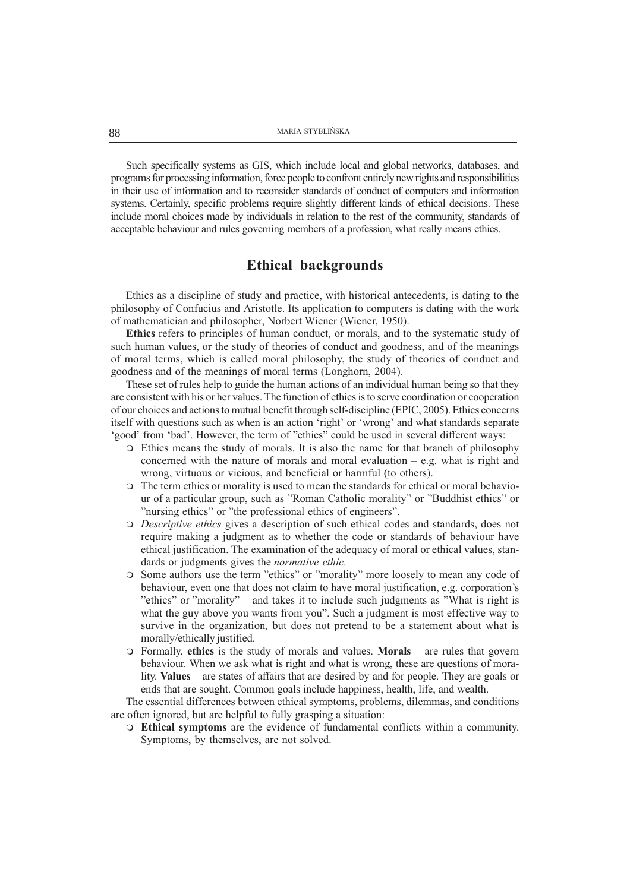Such specifically systems as GIS, which include local and global networks, databases, and programs for processing information, force people to confront entirely new rights and responsibilities in their use of information and to reconsider standards of conduct of computers and information systems. Certainly, specific problems require slightly different kinds of ethical decisions. These include moral choices made by individuals in relation to the rest of the community, standards of acceptable behaviour and rules governing members of a profession, what really means ethics.

## Ethical backgrounds

Ethics as a discipline of study and practice, with historical antecedents, is dating to the philosophy of Confucius and Aristotle. Its application to computers is dating with the work of mathematician and philosopher, Norbert Wiener (Wiener, 1950).

**Ethics** refers to principles of human conduct, or morals, and to the systematic study of such human values, or the study of theories of conduct and goodness, and of the meanings of moral terms, which is called moral philosophy, the study of theories of conduct and goodness and of the meanings of moral terms (Longhorn, 2004).

These set of rules help to guide the human actions of an individual human being so that they are consistent with his or her values. The function of ethics is to serve coordination or cooperation of our choices and actions to mutual benefit through self-discipline (EPIC, 2005). Ethics concerns itself with questions such as when is an action 'right' or 'wrong' and what standards separate 'good' from 'bad'. However, the term of "ethics" could be used in several different ways:

- Ethics means the study of morals. It is also the name for that branch of philosophy concerned with the nature of morals and moral evaluation – e.g. what is right and wrong, virtuous or vicious, and beneficial or harmful (to others).
- The term ethics or morality is used to mean the standards for ethical or moral behaviour of a particular group, such as "Roman Catholic morality" or "Buddhist ethics" or "nursing ethics" or "the professional ethics of engineers".
- *Descriptive ethics* gives a description of such ethical codes and standards, does not require making a judgment as to whether the code or standards of behaviour have ethical justification. The examination of the adequacy of moral or ethical values, standards or judgments gives the *normative ethic.*
- Some authors use the term "ethics" or "morality" more loosely to mean any code of behaviour, even one that does not claim to have moral justification, e.g. corporation's "ethics" or "morality" – and takes it to include such judgments as "What is right is what the guy above you wants from you". Such a judgment is most effective way to survive in the organization*,* but does not pretend to be a statement about what is morally/ethically justified.
- Formally, **ethics** is the study of morals and values. **Morals** – are rules that govern behaviour. When we ask what is right and what is wrong, these are questions of morality. **Values** – are states of affairs that are desired by and for people. They are goals or ends that are sought. Common goals include happiness, health, life, and wealth.

The essential differences between ethical symptoms, problems, dilemmas, and conditions are often ignored, but are helpful to fully grasping a situation:

- **Ethical symptoms** are the evidence of fundamental conflicts within a community. Symptoms, by themselves, are not solved.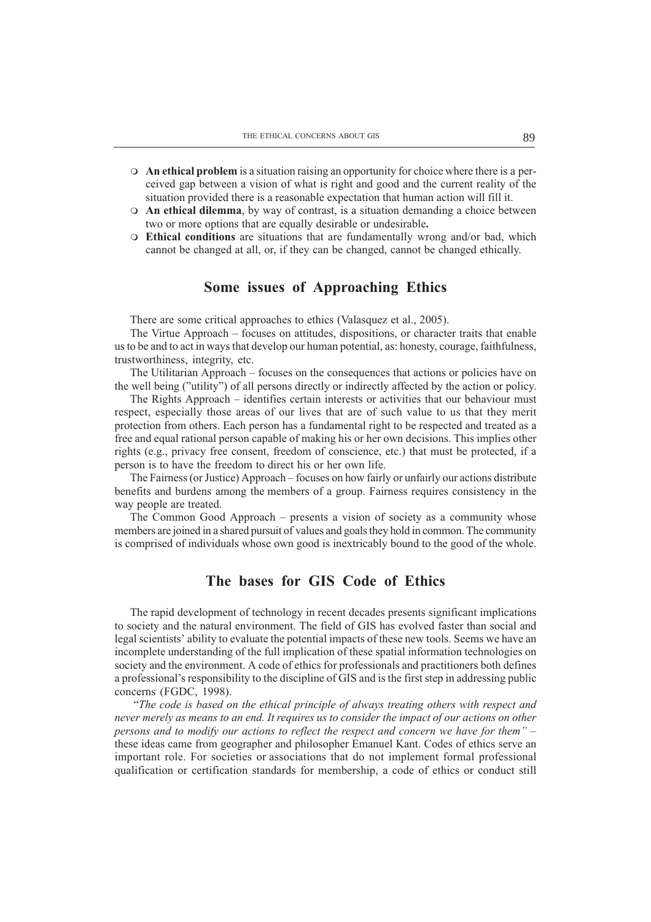- **An ethical problem** is a situation raising an opportunity for choice where there is a perceived gap between a vision of what is right and good and the current reality of the situation provided there is a reasonable expectation that human action will fill it.
- **An ethical dilemma**, by way of contrast, is a situation demanding a choice between two or more options that are equally desirable or undesirable**.**
- **Ethical conditions** are situations that are fundamentally wrong and/or bad, which cannot be changed at all, or, if they can be changed, cannot be changed ethically.

## Some issues of Approaching Ethics

There are some critical approaches to ethics (Valasquez et al., 2005).

The Virtue Approach – focuses on attitudes, dispositions, or character traits that enable us to be and to act in ways that develop our human potential, as: honesty, courage, faithfulness, trustworthiness, integrity, etc.

The Utilitarian Approach – focuses on the consequences that actions or policies have on the well being (''utility'') of all persons directly or indirectly affected by the action or policy.

The Rights Approach – identifies certain interests or activities that our behaviour must respect, especially those areas of our lives that are of such value to us that they merit protection from others. Each person has a fundamental right to be respected and treated as a free and equal rational person capable of making his or her own decisions. This implies other rights (e.g., privacy free consent, freedom of conscience, etc.) that must be protected, if a person is to have the freedom to direct his or her own life.

The Fairness (or Justice) Approach – focuses on how fairly or unfairly our actions distribute benefits and burdens among the members of a group. Fairness requires consistency in the way people are treated.

The Common Good Approach – presents a vision of society as a community whose members are joined in a shared pursuit of values and goals they hold in common. The community is comprised of individuals whose own good is inextricably bound to the good of the whole.

## The bases for GIS Code of Ethics

The rapid development of technology in recent decades presents significant implications to society and the natural environment. The field of GIS has evolved faster than social and legal scientists' ability to evaluate the potential impacts of these new tools. Seems we have an incomplete understanding of the full implication of these spatial information technologies on society and the environment. A code of ethics for professionals and practitioners both defines a professional's responsibility to the discipline of GIS and is the first step in addressing public concerns (FGDC, 1998).

"*The code is based on the ethical principle of always treating others with respect and never merely as means to an end. It requires us to consider the impact of our actions on other persons and to modify our actions to reflect the respect and concern we have for them"* – these ideas came from geographer and philosopher Emanuel Kant. Codes of ethics serve an important role. For societies or associations that do not implement formal professional qualification or certification standards for membership, a code of ethics or conduct still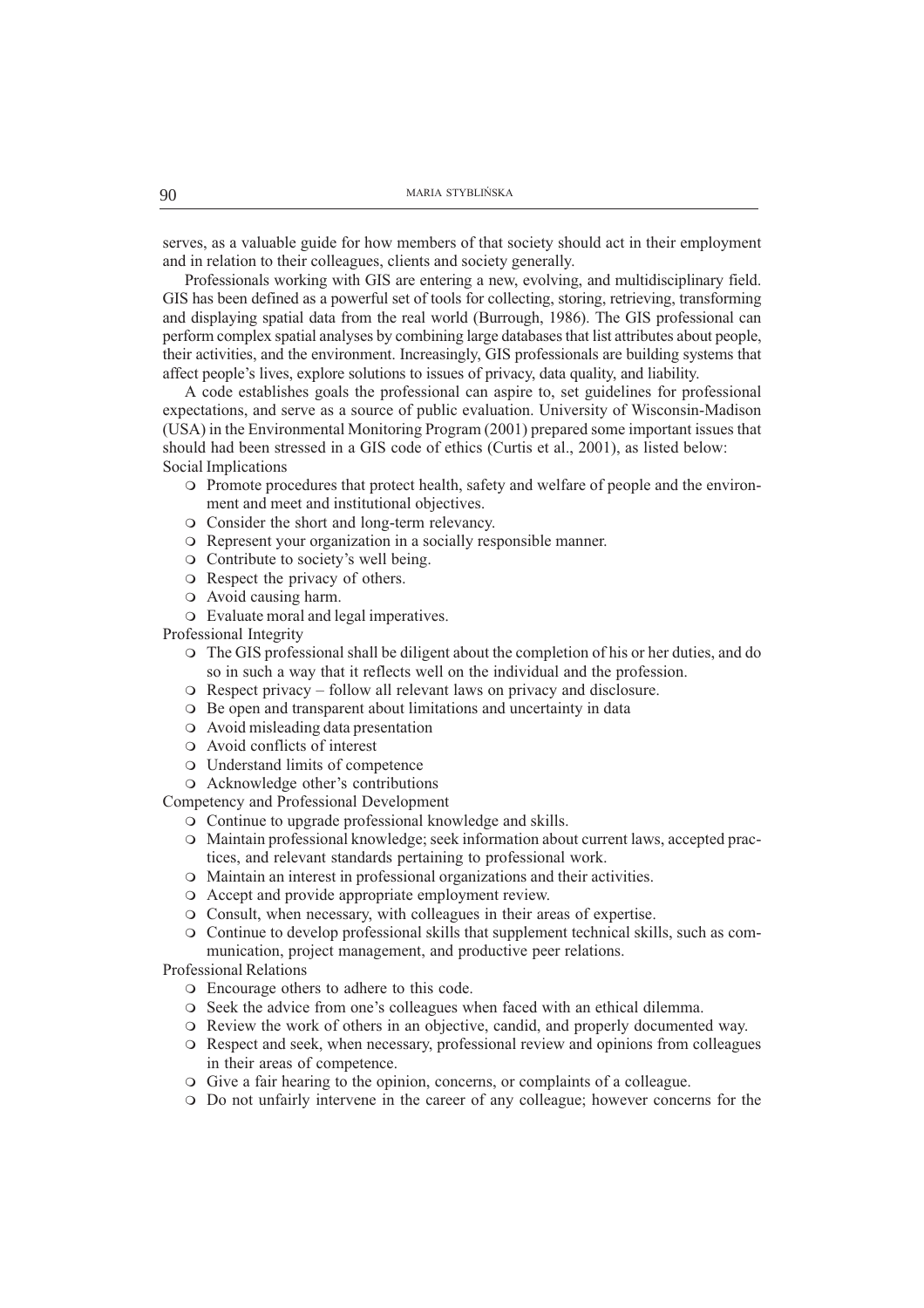serves, as a valuable guide for how members of that society should act in their employment and in relation to their colleagues, clients and society generally.

Professionals working with GIS are entering a new, evolving, and multidisciplinary field. GIS has been defined as a powerful set of tools for collecting, storing, retrieving, transforming and displaying spatial data from the real world (Burrough, 1986). The GIS professional can perform complex spatial analyses by combining large databases that list attributes about people, their activities, and the environment. Increasingly, GIS professionals are building systems that affect people's lives, explore solutions to issues of privacy, data quality, and liability.

A code establishes goals the professional can aspire to, set guidelines for professional expectations, and serve as a source of public evaluation. University of Wisconsin-Madison (USA) in the Environmental Monitoring Program (2001) prepared some important issues that should had been stressed in a GIS code of ethics (Curtis et al., 2001), as listed below:

Social Implications

- Promote procedures that protect health, safety and welfare of people and the environment and meet and institutional objectives.
- Consider the short and long-term relevancy.
- Represent your organization in a socially responsible manner.
- Contribute to society's well being.
- Respect the privacy of others.
- Avoid causing harm.
- Evaluate moral and legal imperatives.

Professional Integrity

- The GIS professional shall be diligent about the completion of his or her duties, and do so in such a way that it reflects well on the individual and the profession.
- Respect privacy – follow all relevant laws on privacy and disclosure.
- Be open and transparent about limitations and uncertainty in data
- Avoid misleading data presentation
- Avoid conflicts of interest
- Understand limits of competence
- Acknowledge other's contributions

Competency and Professional Development

- Continue to upgrade professional knowledge and skills.
- Maintain professional knowledge; seek information about current laws, accepted practices, and relevant standards pertaining to professional work.
- Maintain an interest in professional organizations and their activities.
- Accept and provide appropriate employment review.
- Consult, when necessary, with colleagues in their areas of expertise.
- Continue to develop professional skills that supplement technical skills, such as communication, project management, and productive peer relations.

Professional Relations

- Encourage others to adhere to this code.
- Seek the advice from one's colleagues when faced with an ethical dilemma.
- Review the work of others in an objective, candid, and properly documented way.
- Respect and seek, when necessary, professional review and opinions from colleagues in their areas of competence.
- Give a fair hearing to the opinion, concerns, or complaints of a colleague.
- Do not unfairly intervene in the career of any colleague; however concerns for the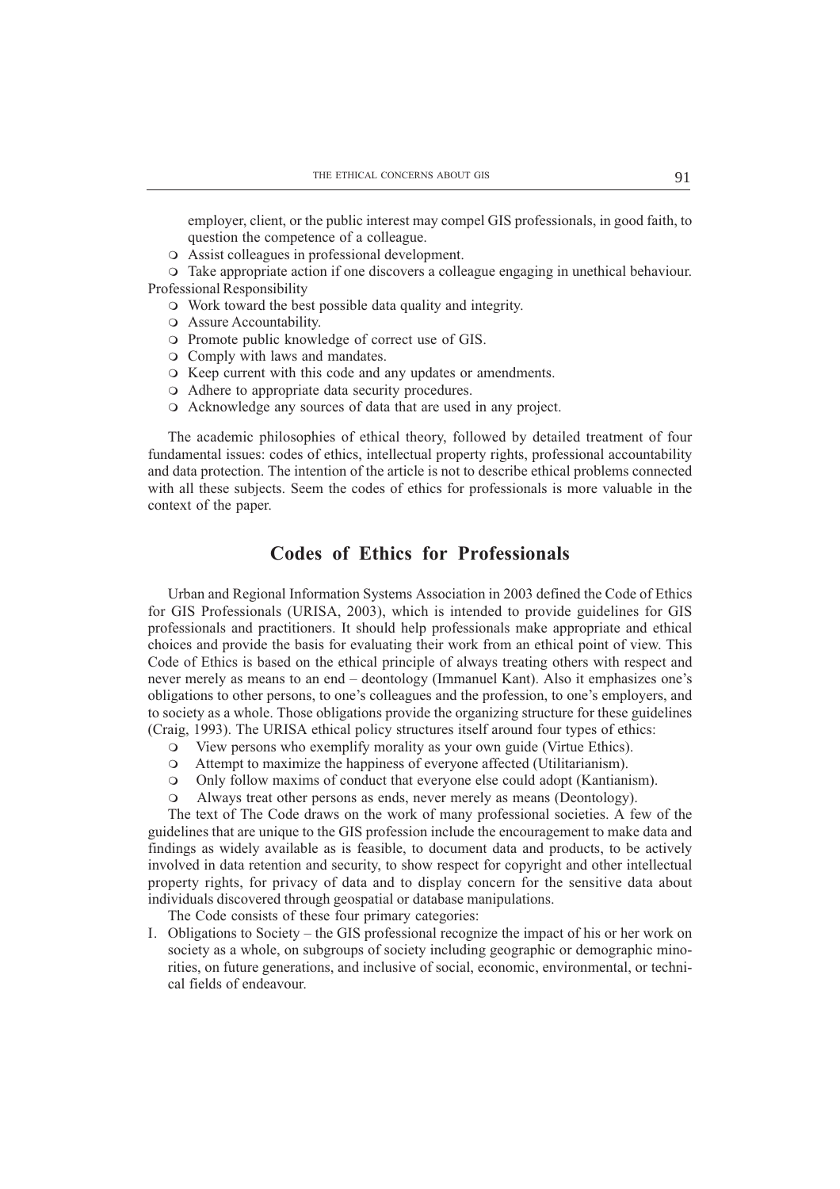employer, client, or the public interest may compel GIS professionals, in good faith, to question the competence of a colleague.

- Assist colleagues in professional development.
- Take appropriate action if one discovers a colleague engaging in unethical behaviour.

Professional Responsibility

- Work toward the best possible data quality and integrity.
- Assure Accountability.
- Promote public knowledge of correct use of GIS.
- Comply with laws and mandates.
- Keep current with this code and any updates or amendments.
- Adhere to appropriate data security procedures.
- Acknowledge any sources of data that are used in any project.

The academic philosophies of ethical theory, followed by detailed treatment of four fundamental issues: codes of ethics, intellectual property rights, professional accountability and data protection. The intention of the article is not to describe ethical problems connected with all these subjects. Seem the codes of ethics for professionals is more valuable in the context of the paper.

## Codes of Ethics for Professionals

Urban and Regional Information Systems Association in 2003 defined the Code of Ethics for GIS Professionals (URISA, 2003), which is intended to provide guidelines for GIS professionals and practitioners. It should help professionals make appropriate and ethical choices and provide the basis for evaluating their work from an ethical point of view. This Code of Ethics is based on the ethical principle of always treating others with respect and never merely as means to an end – deontology (Immanuel Kant). Also it emphasizes one's obligations to other persons, to one's colleagues and the profession, to one's employers, and to society as a whole. Those obligations provide the organizing structure for these guidelines (Craig, 1993). The URISA ethical policy structures itself around four types of ethics:

- View persons who exemplify morality as your own guide (Virtue Ethics).
- Attempt to maximize the happiness of everyone affected (Utilitarianism).
- Only follow maxims of conduct that everyone else could adopt (Kantianism).
- Always treat other persons as ends, never merely as means (Deontology).

The text of The Code draws on the work of many professional societies. A few of the guidelines that are unique to the GIS profession include the encouragement to make data and findings as widely available as is feasible, to document data and products, to be actively involved in data retention and security, to show respect for copyright and other intellectual property rights, for privacy of data and to display concern for the sensitive data about individuals discovered through geospatial or database manipulations.

The Code consists of these four primary categories:

I. Obligations to Society – the GIS professional recognize the impact of his or her work on society as a whole, on subgroups of society including geographic or demographic minorities, on future generations, and inclusive of social, economic, environmental, or technical fields of endeavour.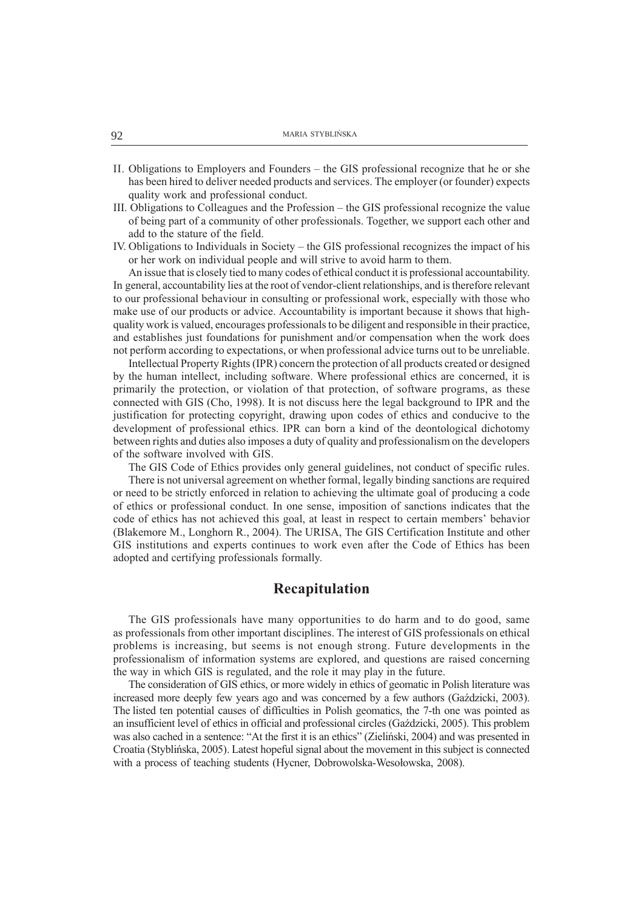II. Obligations to Employers and Founders – the GIS professional recognize that he or she has been hired to deliver needed products and services. The employer (or founder) expects quality work and professional conduct.

III. Obligations to Colleagues and the Profession – the GIS professional recognize the value of being part of a community of other professionals. Together, we support each other and add to the stature of the field.

IV. Obligations to Individuals in Society – the GIS professional recognizes the impact of his or her work on individual people and will strive to avoid harm to them.

An issue that is closely tied to many codes of ethical conduct it is professional accountability. In general, accountability lies at the root of vendor-client relationships, and is therefore relevant to our professional behaviour in consulting or professional work, especially with those who make use of our products or advice. Accountability is important because it shows that high-quality work is valued, encourages professionals to be diligent and responsible in their practice, and establishes just foundations for punishment and/or compensation when the work does not perform according to expectations, or when professional advice turns out to be unreliable.

Intellectual Property Rights (IPR) concern the protection of all products created or designed by the human intellect, including software. Where professional ethics are concerned, it is primarily the protection, or violation of that protection, of software programs, as these connected with GIS (Cho, 1998). It is not discuss here the legal background to IPR and the justification for protecting copyright, drawing upon codes of ethics and conducive to the development of professional ethics. IPR can born a kind of the deontological dichotomy between rights and duties also imposes a duty of quality and professionalism on the developers of the software involved with GIS.

The GIS Code of Ethics provides only general guidelines, not conduct of specific rules.

There is not universal agreement on whether formal, legally binding sanctions are required or need to be strictly enforced in relation to achieving the ultimate goal of producing a code of ethics or professional conduct. In one sense, imposition of sanctions indicates that the code of ethics has not achieved this goal, at least in respect to certain members' behavior (Blakemore M., Longhorn R., 2004). The URISA, The GIS Certification Institute and other GIS institutions and experts continues to work even after the Code of Ethics has been adopted and certifying professionals formally.

## Recapitulation

The GIS professionals have many opportunities to do harm and to do good, same as professionals from other important disciplines. The interest of GIS professionals on ethical problems is increasing, but seems is not enough strong. Future developments in the professionalism of information systems are explored, and questions are raised concerning the way in which GIS is regulated, and the role it may play in the future.

The consideration of GIS ethics, or more widely in ethics of geomatic in Polish literature was increased more deeply few years ago and was concerned by a few authors (Gaździcki, 2003). The listed ten potential causes of difficulties in Polish geomatics, the 7-th one was pointed as an insufficient level of ethics in official and professional circles (Gaździcki, 2005). This problem was also cached in a sentence: "At the first it is an ethics" (Zieliński, 2004) and was presented in Croatia (Styblińska, 2005). Latest hopeful signal about the movement in this subject is connected with a process of teaching students (Hycner, Dobrowolska-Wesołowska, 2008).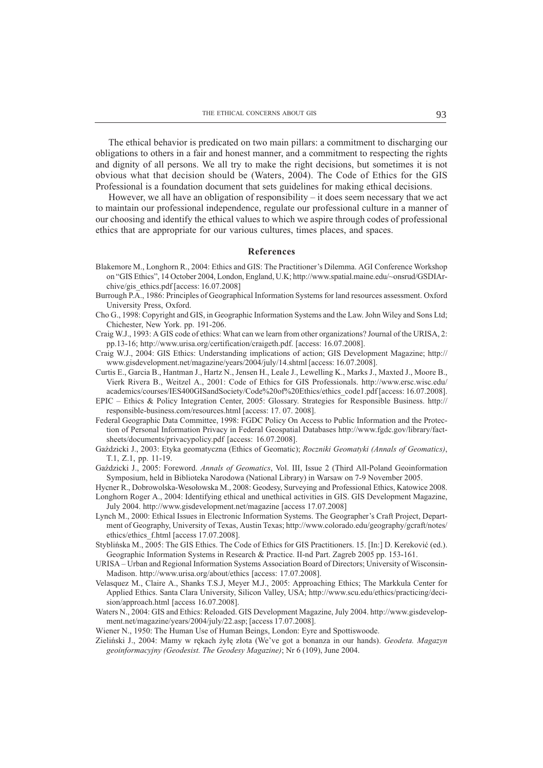The ethical behavior is predicated on two main pillars: a commitment to discharging our obligations to others in a fair and honest manner, and a commitment to respecting the rights and dignity of all persons. We all try to make the right decisions, but sometimes it is not obvious what that decision should be (Waters, 2004). The Code of Ethics for the GIS Professional is a foundation document that sets guidelines for making ethical decisions.

However, we all have an obligation of responsibility – it does seem necessary that we act to maintain our professional independence, regulate our professional culture in a manner of our choosing and identify the ethical values to which we aspire through codes of professional ethics that are appropriate for our various cultures, times places, and spaces.

## References

Blakemore M., Longhorn R., 2004: Ethics and GIS: The Practitioner's Dilemma. AGI Conference Workshop on "GIS Ethics", 14 October 2004, London, England, U.K; http://www.spatial.maine.edu/~onsrud/GSDIArchive/gis_ethics.pdf [access: 16.07.2008]

Burrough P.A., 1986: Principles of Geographical Information Systems for land resources assessment. Oxford University Press, Oxford.

Cho G., 1998: Copyright and GIS, in Geographic Information Systems and the Law. John Wiley and Sons Ltd; Chichester, New York. pp. 191-206.

Craig W.J., 1993: A GIS code of ethics: What can we learn from other organizations? Journal of the URISA, 2: pp.13-16; http://www.urisa.org/certification/craigeth.pdf. [access: 16.07.2008].

Craig W.J., 2004: GIS Ethics: Understanding implications of action; GIS Development Magazine; http://www.gisdevelopment.net/magazine/years/2004/july/14.shtml [access: 16.07.2008].

Curtis E., Garcia B., Hantman J., Hartz N., Jensen H., Leale J., Lewelling K., Marks J., Maxted J., Moore B., Vierk Rivera B., Weitzel A., 2001: Code of Ethics for GIS Professionals. http://www.ersc.wisc.edu/academics/courses/IES400GISandSociety/Code%20of%20Ethics/ethics_code1.pdf [access: 16.07.2008].

EPIC – Ethics & Policy Integration Center, 2005: Glossary. Strategies for Responsible Business. http://responsible-business.com/resources.html [access: 17. 07. 2008].

Federal Geographic Data Committee, 1998: FGDC Policy On Access to Public Information and the Protection of Personal Information Privacy in Federal Geospatial Databases http://www.fgdc.gov/library/factsheets/documents/privacypolicy.pdf [access: 16.07.2008].

Gaździcki J., 2003: Etyka geomatyczna (Ethics of Geomatic); *Roczniki Geomatyki (Annals of Geomatics)*, T.1, Z.1, pp. 11-19.

Gaździcki J., 2005: Foreword. *Annals of Geomatics*, Vol. III, Issue 2 (Third All-Poland Geoinformation Symposium, held in Biblioteka Narodowa (National Library) in Warsaw on 7-9 November 2005.

Hycner R., Dobrowolska-Wesołowska M., 2008: Geodesy, Surveying and Professional Ethics, Katowice 2008.

Longhorn Roger A., 2004: Identifying ethical and unethical activities in GIS. GIS Development Magazine, July 2004. http://www.gisdevelopment.net/magazine [access 17.07.2008]

Lynch M., 2000: Ethical Issues in Electronic Information Systems. The Geographer's Craft Project, Department of Geography, University of Texas, Austin Texas; http://www.colorado.edu/geography/gcraft/notes/ethics/ethics_f.html [access 17.07.2008].

Styblińska M., 2005: The GIS Ethics. The Code of Ethics for GIS Practitioners. 15. [In:] D. Kereković (ed.). Geographic Information Systems in Research & Practice. II-nd Part. Zagreb 2005 pp. 153-161.

URISA – Urban and Regional Information Systems Association Board of Directors; University of Wisconsin-Madison. http://www.urisa.org/about/ethics [access: 17.07.2008].

Velasquez M., Claire A., Shanks T.S.J, Meyer M.J., 2005: Approaching Ethics; The Markkula Center for Applied Ethics. Santa Clara University, Silicon Valley, USA; http://www.scu.edu/ethics/practicing/decision/approach.html [access 16.07.2008].

Waters N., 2004: GIS and Ethics: Reloaded. GIS Development Magazine, July 2004. http://www.gisdevelopment.net/magazine/years/2004/july/22.asp; [access 17.07.2008].

Wiener N., 1950: The Human Use of Human Beings, London: Eyre and Spottiswoode.

Zieliński J., 2004: Mamy w rękach żyłę złota (We've got a bonanza in our hands). *Geodeta. Magazyn geoinformacyjny (Geodesist. The Geodesy Magazine)*; Nr 6 (109), June 2004.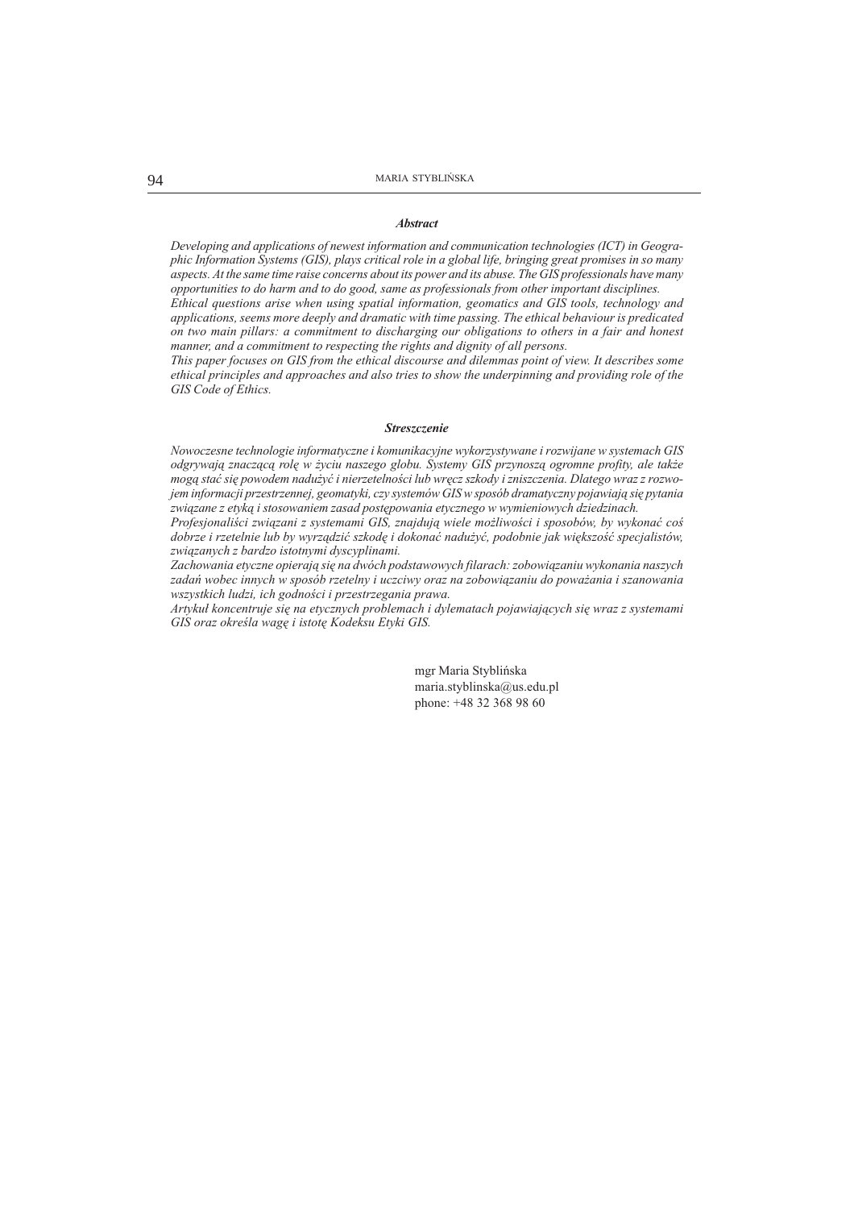***Abstract***

*Developing and applications of newest information and communication technologies (ICT) in Geographic Information Systems (GIS), plays critical role in a global life, bringing great promises in so many aspects. At the same time raise concerns about its power and its abuse. The GIS professionals have many opportunities to do harm and to do good, same as professionals from other important disciplines.*

*Ethical questions arise when using spatial information, geomatics and GIS tools, technology and applications, seems more deeply and dramatic with time passing. The ethical behaviour is predicated on two main pillars: a commitment to discharging our obligations to others in a fair and honest manner, and a commitment to respecting the rights and dignity of all persons.*

*This paper focuses on GIS from the ethical discourse and dilemmas point of view. It describes some ethical principles and approaches and also tries to show the underpinning and providing role of the GIS Code of Ethics.*

***Streszczenie***

*Nowoczesne technologie informatyczne i komunikacyjne wykorzystywane i rozwijane w systemach GIS odgrywają znaczącą rolę w życiu naszego globu. Systemy GIS przynoszą ogromne profity, ale także mogą stać się powodem nadużyć i nierzetelności lub wręcz szkody i zniszczenia. Dlatego wraz z rozwojem informacji przestrzennej, geomatyki, czy systemów GIS w sposób dramatyczny pojawiają się pytania związane z etyką i stosowaniem zasad postępowania etycznego w wymieniowych dziedzinach.*

*Profesjonaliści związani z systemami GIS, znajdują wiele możliwości i sposobów, by wykonać coś dobrze i rzetelnie lub by wyrządzić szkodę i dokonać nadużyć, podobnie jak większość specjalistów, związanych z bardzo istotnymi dyscyplinami.*

*Zachowania etyczne opierają się na dwóch podstawowych filarach: zobowiązaniu wykonania naszych zadań wobec innych w sposób rzetelny i uczciwy oraz na zobowiązaniu do poważania i szanowania wszystkich ludzi, ich godności i przestrzegania prawa.*

*Artykuł koncentruje się na etycznych problemach i dylematach pojawiających się wraz z systemami GIS oraz określa wagę i istotę Kodeksu Etyki GIS.*

mgr Maria Stoblińska
maria.styblinska@us.edu.pl
phone: +48 32 368 98 60